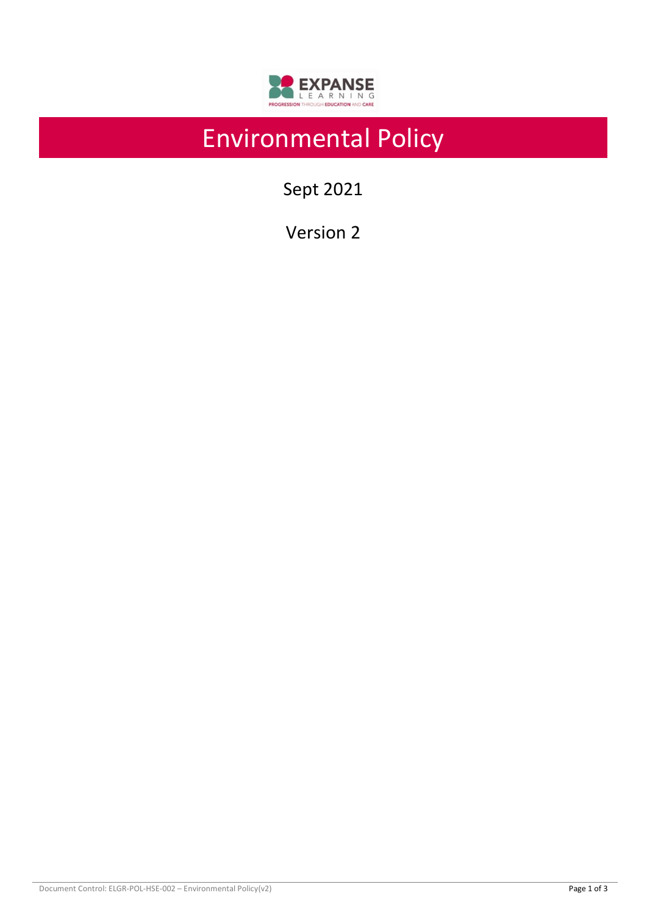# Environmental Policy

Sept 2021

Version 2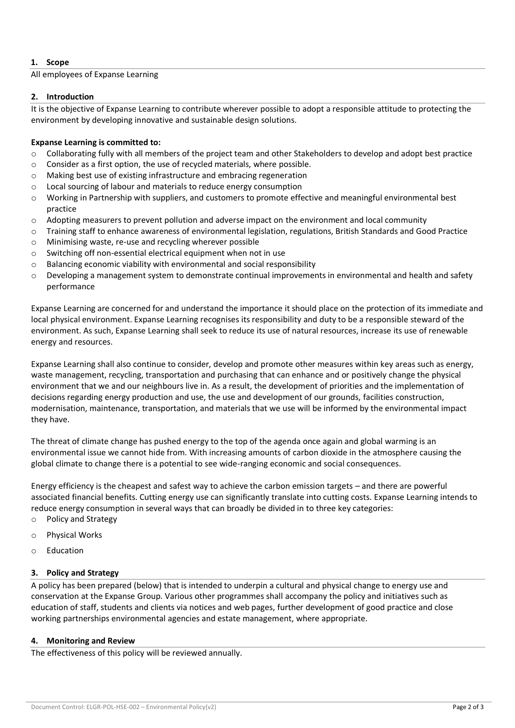## 1. Scope

All employees of Expanse Learning

## 2. Introduction

It is the objective of Expanse Learning to contribute wherever possible to adopt a responsible attitude to protecting the environment by developing innovative and sustainable design solutions.

**Expanse Learning is committed to:**

- Collaborating fully with all members of the project team and other Stakeholders to develop and adopt best practice
- Consider as a first option, the use of recycled materials, where possible.
- Making best use of existing infrastructure and embracing regeneration
- Local sourcing of labour and materials to reduce energy consumption
- Working in Partnership with suppliers, and customers to promote effective and meaningful environmental best practice
- Adopting measurers to prevent pollution and adverse impact on the environment and local community
- Training staff to enhance awareness of environmental legislation, regulations, British Standards and Good Practice
- Minimising waste, re-use and recycling wherever possible
- Switching off non-essential electrical equipment when not in use
- Balancing economic viability with environmental and social responsibility
- Developing a management system to demonstrate continual improvements in environmental and health and safety performance

Expanse Learning are concerned for and understand the importance it should place on the protection of its immediate and local physical environment. Expanse Learning recognises its responsibility and duty to be a responsible steward of the environment. As such, Expanse Learning shall seek to reduce its use of natural resources, increase its use of renewable energy and resources.

Expanse Learning shall also continue to consider, develop and promote other measures within key areas such as energy, waste management, recycling, transportation and purchasing that can enhance and or positively change the physical environment that we and our neighbours live in. As a result, the development of priorities and the implementation of decisions regarding energy production and use, the use and development of our grounds, facilities construction, modernisation, maintenance, transportation, and materials that we use will be informed by the environmental impact they have.

The threat of climate change has pushed energy to the top of the agenda once again and global warming is an environmental issue we cannot hide from. With increasing amounts of carbon dioxide in the atmosphere causing the global climate to change there is a potential to see wide-ranging economic and social consequences.

Energy efficiency is the cheapest and safest way to achieve the carbon emission targets – and there are powerful associated financial benefits. Cutting energy use can significantly translate into cutting costs. Expanse Learning intends to reduce energy consumption in several ways that can broadly be divided in to three key categories:

- Policy and Strategy
- Physical Works
- Education

## 3. Policy and Strategy

A policy has been prepared (below) that is intended to underpin a cultural and physical change to energy use and conservation at the Expanse Group. Various other programmes shall accompany the policy and initiatives such as education of staff, students and clients via notices and web pages, further development of good practice and close working partnerships environmental agencies and estate management, where appropriate.

## 4. Monitoring and Review

The effectiveness of this policy will be reviewed annually.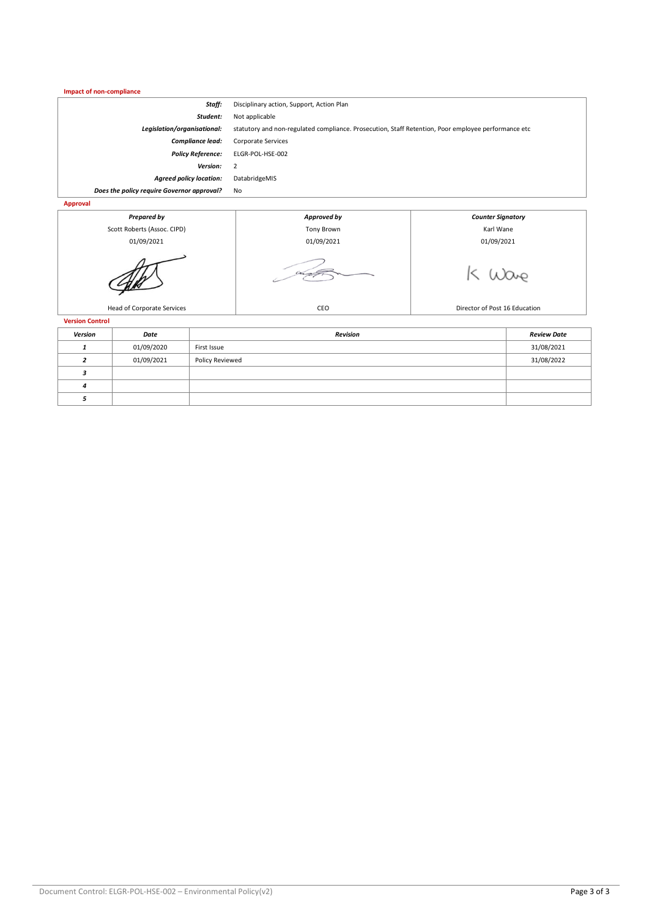**Impact of non-compliance**

| | |
|---|---|
| ***Staff:*** | Disciplinary action, Support, Action Plan |
| ***Student:*** | Not applicable |
| ***Legislation/organisational:*** | statutory and non-regulated compliance. Prosecution, Staff Retention, Poor employee performance etc |
| ***Compliance lead:*** | Corporate Services |
| ***Policy Reference:*** | ELGR-POL-HSE-002 |
| ***Version:*** | 2 |
| ***Agreed policy location:*** | DatabridgeMIS |
| ***Does the policy require Governor approval?*** | No |

**Approval**

| ***Prepared by*** | ***Approved by*** | ***Counter Signatory*** |
|---|---|---|
| Scott Roberts (Assoc. CIPD) | Tony Brown | Karl Wane |
| 01/09/2021 | 01/09/2021 | 01/09/2021 |
| | | K Wane |
| Head of Corporate Services | CEO | Director of Post 16 Education |

**Version Control**

| ***Version*** | ***Date*** | ***Revision*** | ***Review Date*** |
|---|---|---|---|
| ***1*** | 01/09/2020 | First Issue | 31/08/2021 |
| ***2*** | 01/09/2021 | Policy Reviewed | 31/08/2022 |
| ***3*** | | | |
| ***4*** | | | |
| ***5*** | | | |